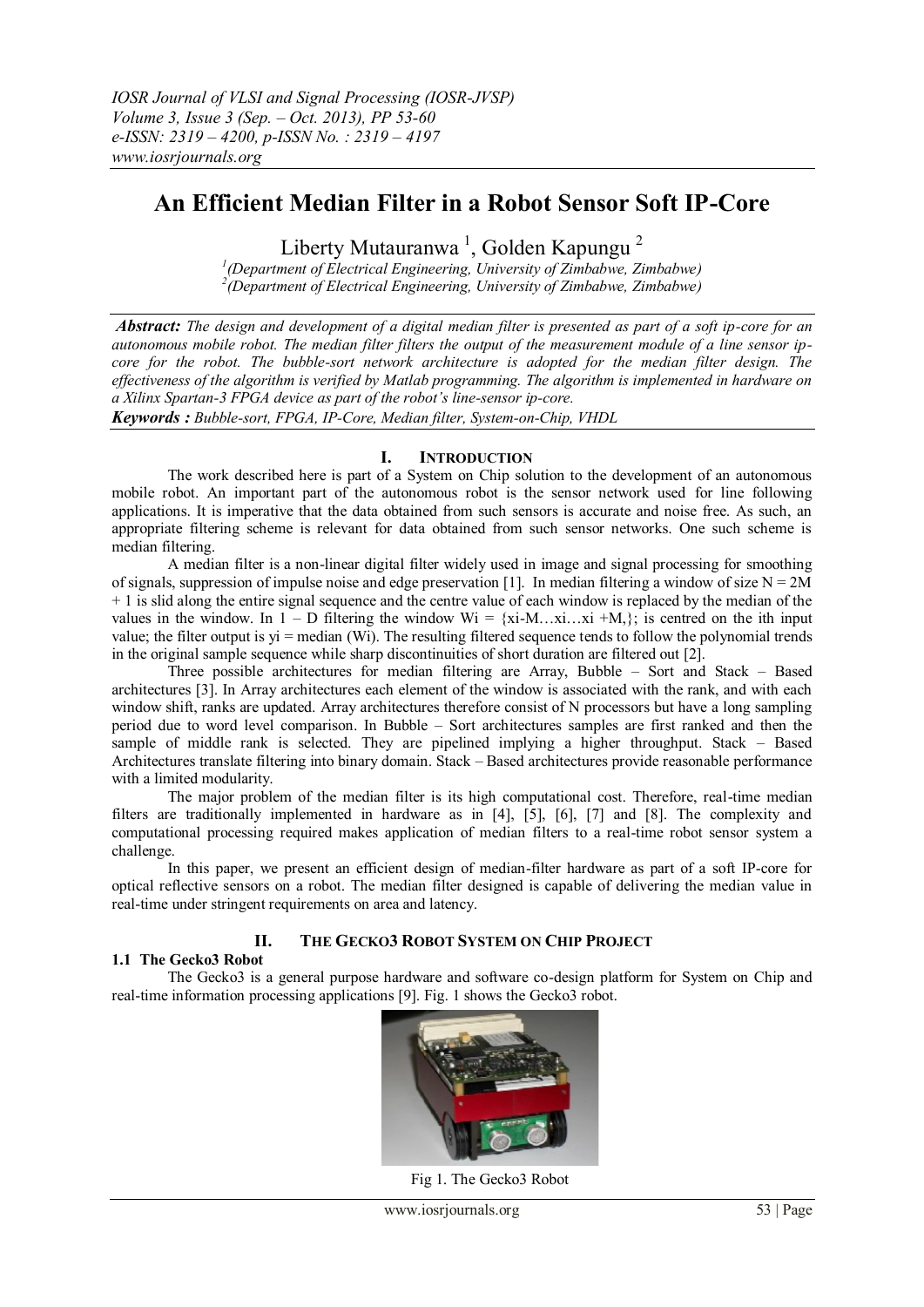# An Efficient Median Filter in a Robot Sensor Soft IP-Core

Liberty Mutauranwa [1], Golden Kapungu [2]

[1](Department of Electrical Engineering, University of Zimbabwe, Zimbabwe)
[2](Department of Electrical Engineering, University of Zimbabwe, Zimbabwe)

***Abstract:*** *The design and development of a digital median filter is presented as part of a soft ip-core for an autonomous mobile robot. The median filter filters the output of the measurement module of a line sensor ip-core for the robot. The bubble-sort network architecture is adopted for the median filter design. The effectiveness of the algorithm is verified by Matlab programming. The algorithm is implemented in hardware on a Xilinx Spartan-3 FPGA device as part of the robot's line-sensor ip-core.*

***Keywords :*** *Bubble-sort, FPGA, IP-Core, Median filter, System-on-Chip, VHDL*

## I. Introduction

The work described here is part of a System on Chip solution to the development of an autonomous mobile robot. An important part of the autonomous robot is the sensor network used for line following applications. It is imperative that the data obtained from such sensors is accurate and noise free. As such, an appropriate filtering scheme is relevant for data obtained from such sensor networks. One such scheme is median filtering.

A median filter is a non-linear digital filter widely used in image and signal processing for smoothing of signals, suppression of impulse noise and edge preservation [1]. In median filtering a window of size $N = 2M + 1$ is slid along the entire signal sequence and the centre value of each window is replaced by the median of the values in the window. In 1 – D filtering the window $W_i = \{x_{i-M} \ldots x_i \ldots x_{i+M}, \}$; is centred on the ith input value; the filter output is $y_i = \text{median}(W_i)$. The resulting filtered sequence tends to follow the polynomial trends in the original sample sequence while sharp discontinuities of short duration are filtered out [2].

Three possible architectures for median filtering are Array, Bubble – Sort and Stack – Based architectures [3]. In Array architectures each element of the window is associated with the rank, and with each window shift, ranks are updated. Array architectures therefore consist of N processors but have a long sampling period due to word level comparison. In Bubble – Sort architectures samples are first ranked and then the sample of middle rank is selected. They are pipelined implying a higher throughput. Stack – Based Architectures translate filtering into binary domain. Stack – Based architectures provide reasonable performance with a limited modularity.

The major problem of the median filter is its high computational cost. Therefore, real-time median filters are traditionally implemented in hardware as in [4], [5], [6], [7] and [8]. The complexity and computational processing required makes application of median filters to a real-time robot sensor system a challenge.

In this paper, we present an efficient design of median-filter hardware as part of a soft IP-core for optical reflective sensors on a robot. The median filter designed is capable of delivering the median value in real-time under stringent requirements on area and latency.

## II. The Gecko3 Robot System on Chip Project

### 1.1 The Gecko3 Robot

The Gecko3 is a general purpose hardware and software co-design platform for System on Chip and real-time information processing applications [9]. Fig. 1 shows the Gecko3 robot.

Fig 1. The Gecko3 Robot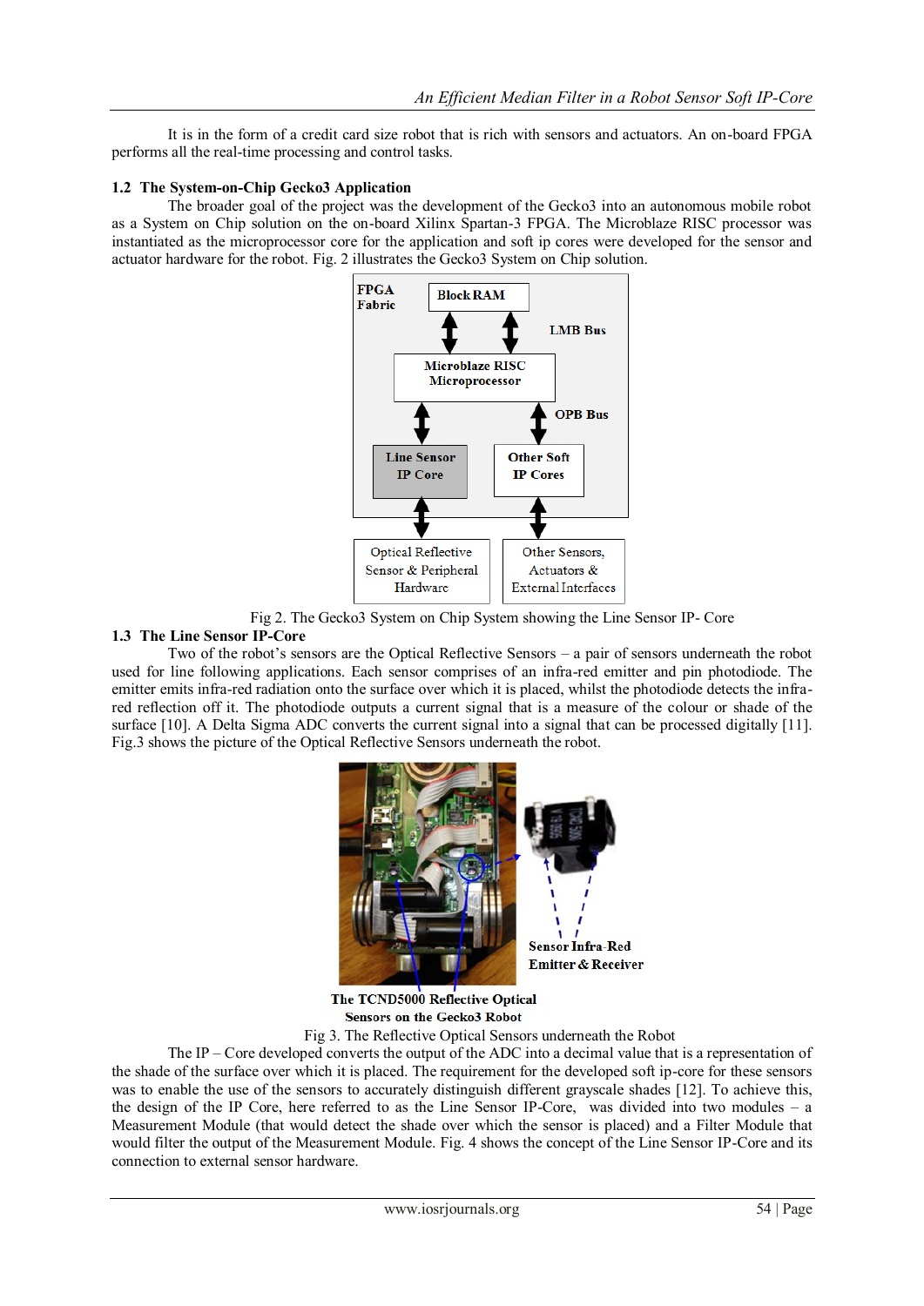It is in the form of a credit card size robot that is rich with sensors and actuators. An on-board FPGA performs all the real-time processing and control tasks.

### 1.2 The System-on-Chip Gecko3 Application

The broader goal of the project was the development of the Gecko3 into an autonomous mobile robot as a System on Chip solution on the on-board Xilinx Spartan-3 FPGA. The Microblaze RISC processor was instantiated as the microprocessor core for the application and soft ip cores were developed for the sensor and actuator hardware for the robot. Fig. 2 illustrates the Gecko3 System on Chip solution.

Fig 2. The Gecko3 System on Chip System showing the Line Sensor IP- Core

### 1.3 The Line Sensor IP-Core

Two of the robot's sensors are the Optical Reflective Sensors – a pair of sensors underneath the robot used for line following applications. Each sensor comprises of an infra-red emitter and pin photodiode. The emitter emits infra-red radiation onto the surface over which it is placed, whilst the photodiode detects the infra-red reflection off it. The photodiode outputs a current signal that is a measure of the colour or shade of the surface [10]. A Delta Sigma ADC converts the current signal into a signal that can be processed digitally [11]. Fig.3 shows the picture of the Optical Reflective Sensors underneath the robot.

Fig 3. The Reflective Optical Sensors underneath the Robot

The IP – Core developed converts the output of the ADC into a decimal value that is a representation of the shade of the surface over which it is placed. The requirement for the developed soft ip-core for these sensors was to enable the use of the sensors to accurately distinguish different grayscale shades [12]. To achieve this, the design of the IP Core, here referred to as the Line Sensor IP-Core, was divided into two modules – a Measurement Module (that would detect the shade over which the sensor is placed) and a Filter Module that would filter the output of the Measurement Module. Fig. 4 shows the concept of the Line Sensor IP-Core and its connection to external sensor hardware.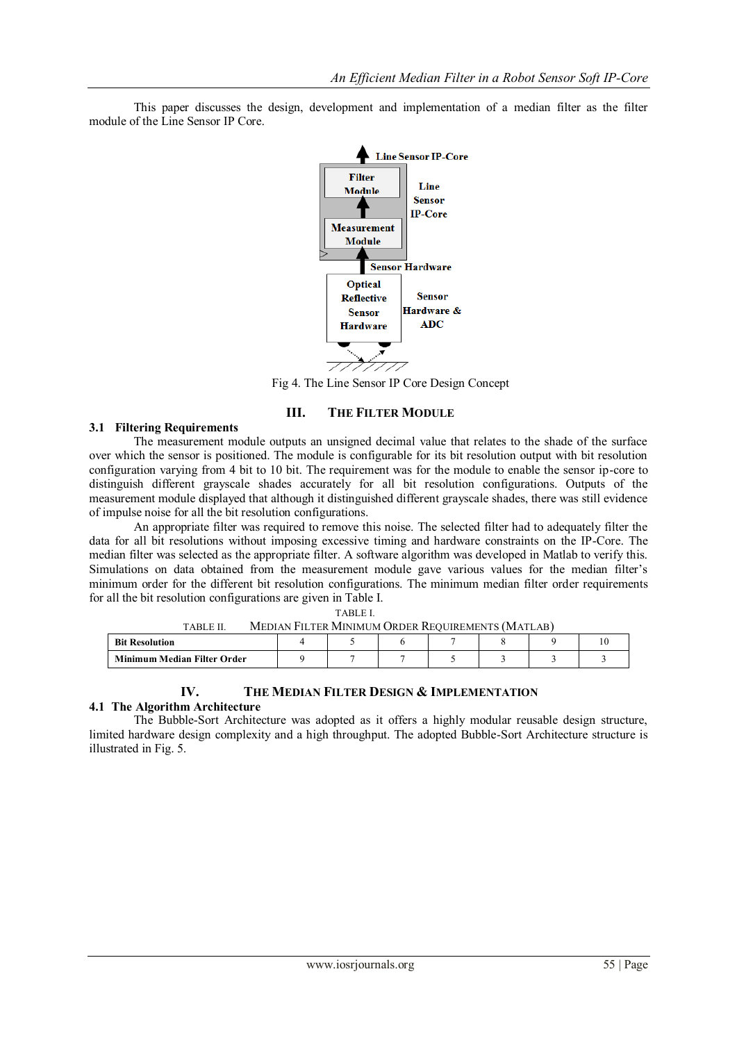This paper discusses the design, development and implementation of a median filter as the filter module of the Line Sensor IP Core.

Fig 4. The Line Sensor IP Core Design Concept

## III. The Filter Module

### 3.1 Filtering Requirements

The measurement module outputs an unsigned decimal value that relates to the shade of the surface over which the sensor is positioned. The module is configurable for its bit resolution output with bit resolution configuration varying from 4 bit to 10 bit. The requirement was for the module to enable the sensor ip-core to distinguish different grayscale shades accurately for all bit resolution configurations. Outputs of the measurement module displayed that although it distinguished different grayscale shades, there was still evidence of impulse noise for all the bit resolution configurations.

An appropriate filter was required to remove this noise. The selected filter had to adequately filter the data for all bit resolutions without imposing excessive timing and hardware constraints on the IP-Core. The median filter was selected as the appropriate filter. A software algorithm was developed in Matlab to verify this. Simulations on data obtained from the measurement module gave various values for the median filter's minimum order for the different bit resolution configurations. The minimum median filter order requirements for all the bit resolution configurations are given in Table I.

TABLE I.

TABLE II. Median Filter Minimum Order Requirements (Matlab)

| Bit Resolution | 4 | 5 | 6 | 7 | 8 | 9 | 10 |
|---|---|---|---|---|---|---|---|
| Minimum Median Filter Order | 9 | 7 | 7 | 5 | 3 | 3 | 3 |

## IV. The Median Filter Design & Implementation

### 4.1 The Algorithm Architecture

The Bubble-Sort Architecture was adopted as it offers a highly modular reusable design structure, limited hardware design complexity and a high throughput. The adopted Bubble-Sort Architecture structure is illustrated in Fig. 5.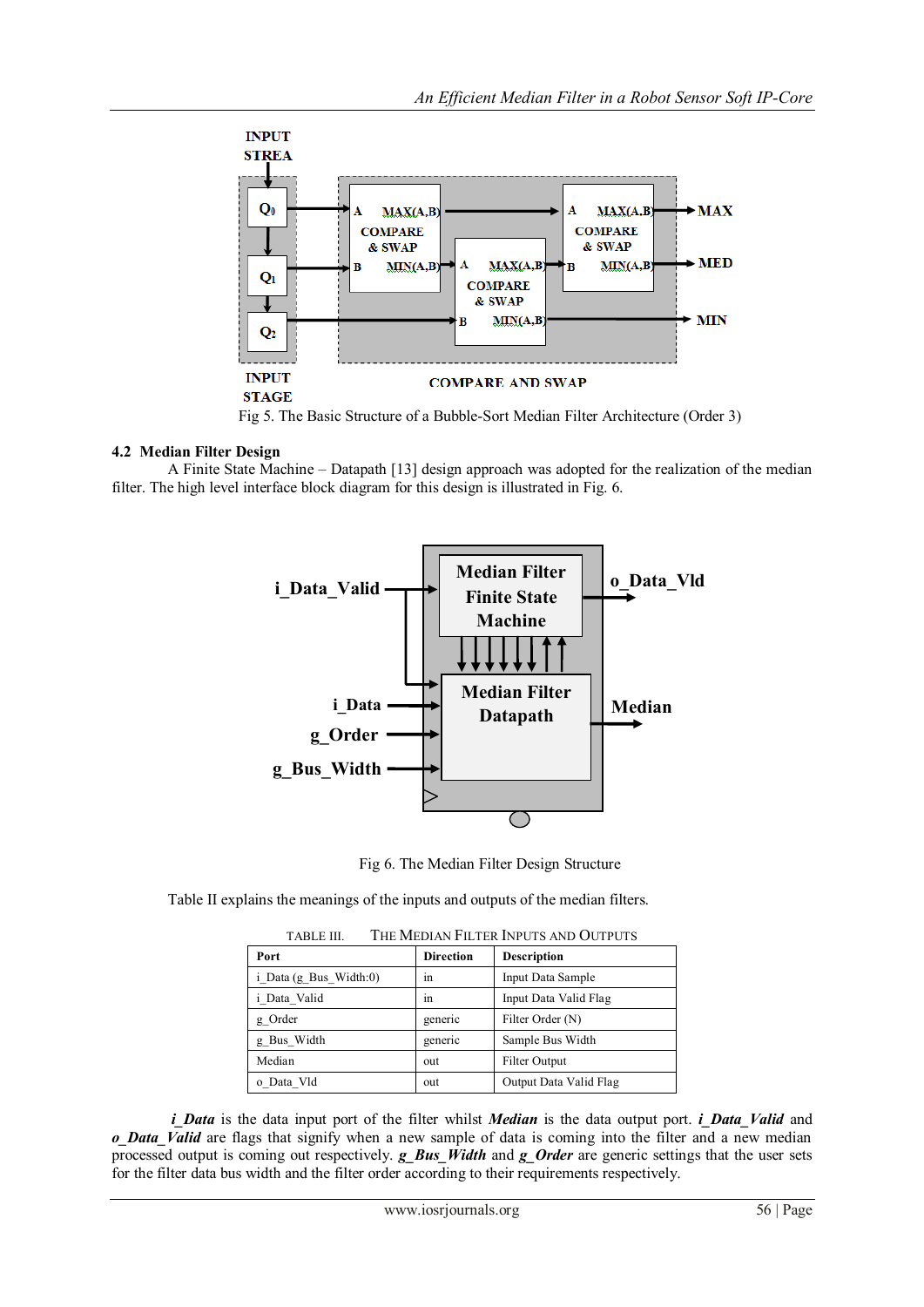Fig 5. The Basic Structure of a Bubble-Sort Median Filter Architecture (Order 3)

### 4.2 Median Filter Design

A Finite State Machine – Datapath [13] design approach was adopted for the realization of the median filter. The high level interface block diagram for this design is illustrated in Fig. 6.

Fig 6. The Median Filter Design Structure

Table II explains the meanings of the inputs and outputs of the median filters.

TABLE III. THE MEDIAN FILTER INPUTS AND OUTPUTS

| Port | Direction | Description |
|---|---|---|
| i_Data (g_Bus_Width:0) | in | Input Data Sample |
| i_Data_Valid | in | Input Data Valid Flag |
| g_Order | generic | Filter Order (N) |
| g_Bus_Width | generic | Sample Bus Width |
| Median | out | Filter Output |
| o_Data_Vld | out | Output Data Valid Flag |

***i_Data*** is the data input port of the filter whilst ***Median*** is the data output port. ***i_Data_Valid*** and ***o_Data_Valid*** are flags that signify when a new sample of data is coming into the filter and a new median processed output is coming out respectively. ***g_Bus_Width*** and ***g_Order*** are generic settings that the user sets for the filter data bus width and the filter order according to their requirements respectively.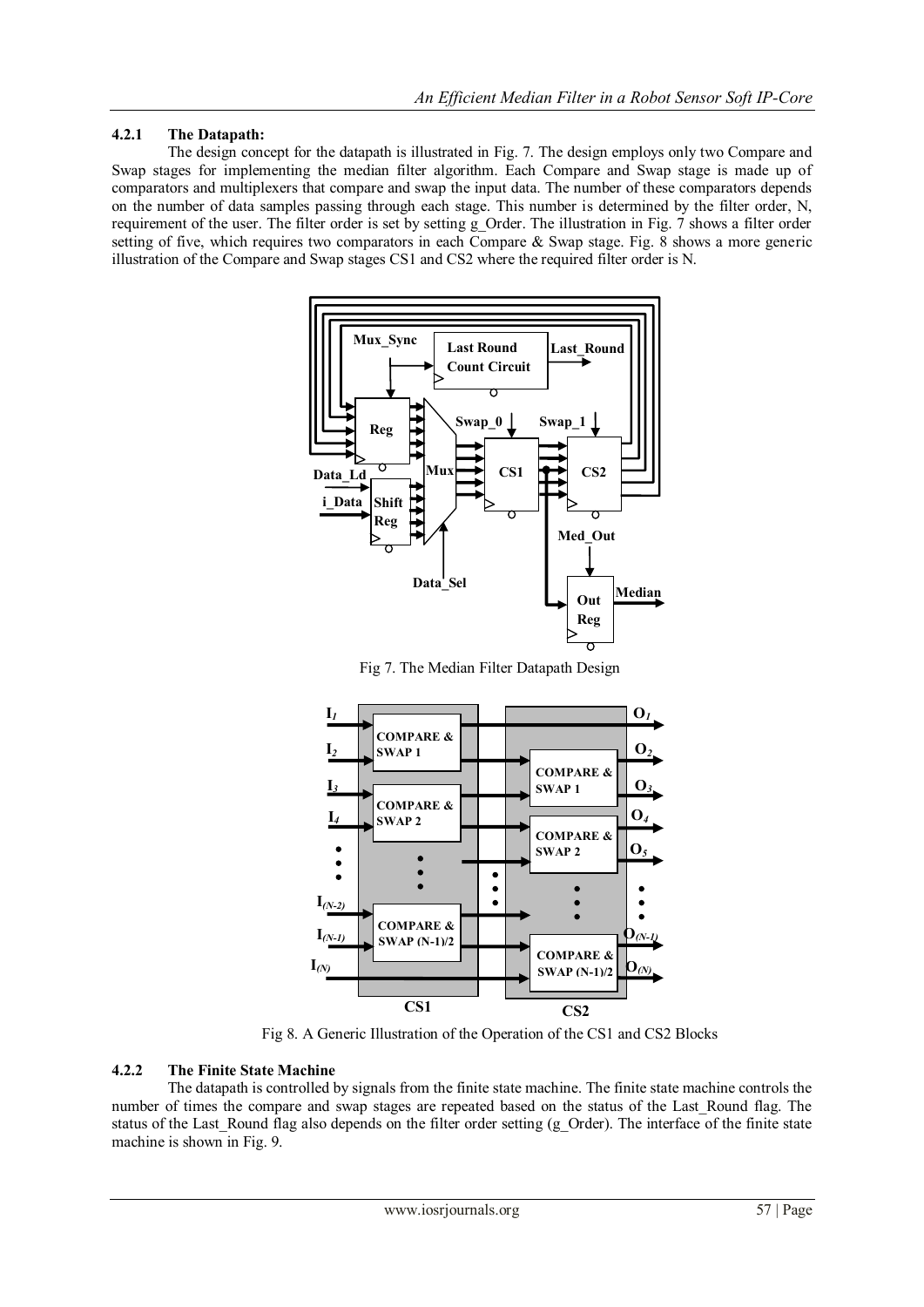### 4.2.1 The Datapath:

The design concept for the datapath is illustrated in Fig. 7. The design employs only two Compare and Swap stages for implementing the median filter algorithm. Each Compare and Swap stage is made up of comparators and multiplexers that compare and swap the input data. The number of these comparators depends on the number of data samples passing through each stage. This number is determined by the filter order, N, requirement of the user. The filter order is set by setting g_Order. The illustration in Fig. 7 shows a filter order setting of five, which requires two comparators in each Compare & Swap stage. Fig. 8 shows a more generic illustration of the Compare and Swap stages CS1 and CS2 where the required filter order is N.

Fig 7. The Median Filter Datapath Design

Fig 8. A Generic Illustration of the Operation of the CS1 and CS2 Blocks

### 4.2.2 The Finite State Machine

The datapath is controlled by signals from the finite state machine. The finite state machine controls the number of times the compare and swap stages are repeated based on the status of the Last_Round flag. The status of the Last_Round flag also depends on the filter order setting (g_Order). The interface of the finite state machine is shown in Fig. 9.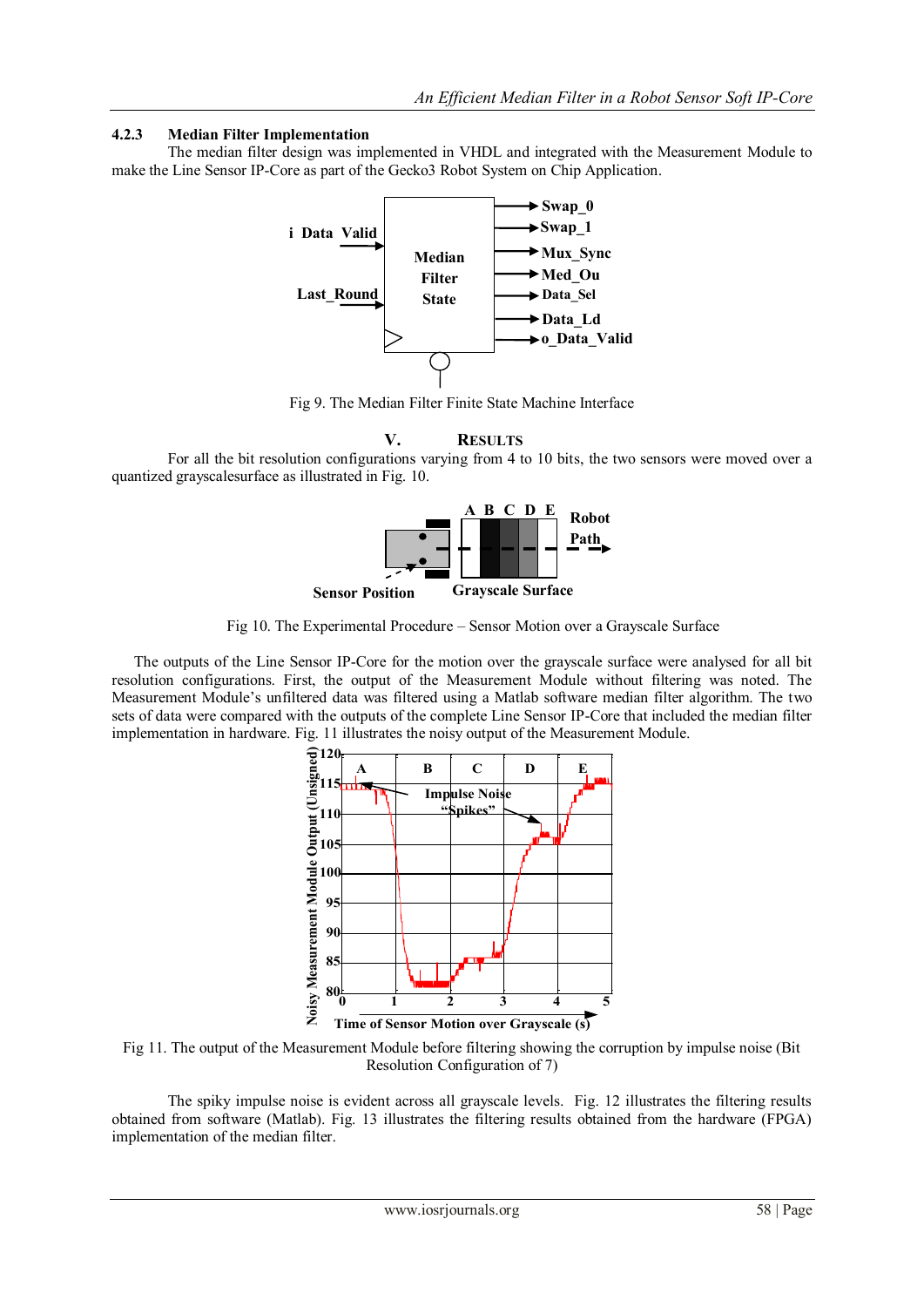#### 4.2.3 Median Filter Implementation

The median filter design was implemented in VHDL and integrated with the Measurement Module to make the Line Sensor IP-Core as part of the Gecko3 Robot System on Chip Application.

Fig 9. The Median Filter Finite State Machine Interface

## V. RESULTS

For all the bit resolution configurations varying from 4 to 10 bits, the two sensors were moved over a quantized grayscalesurface as illustrated in Fig. 10.

Fig 10. The Experimental Procedure – Sensor Motion over a Grayscale Surface

The outputs of the Line Sensor IP-Core for the motion over the grayscale surface were analysed for all bit resolution configurations. First, the output of the Measurement Module without filtering was noted. The Measurement Module's unfiltered data was filtered using a Matlab software median filter algorithm. The two sets of data were compared with the outputs of the complete Line Sensor IP-Core that included the median filter implementation in hardware. Fig. 11 illustrates the noisy output of the Measurement Module.

Fig 11. The output of the Measurement Module before filtering showing the corruption by impulse noise (Bit Resolution Configuration of 7)

The spiky impulse noise is evident across all grayscale levels. Fig. 12 illustrates the filtering results obtained from software (Matlab). Fig. 13 illustrates the filtering results obtained from the hardware (FPGA) implementation of the median filter.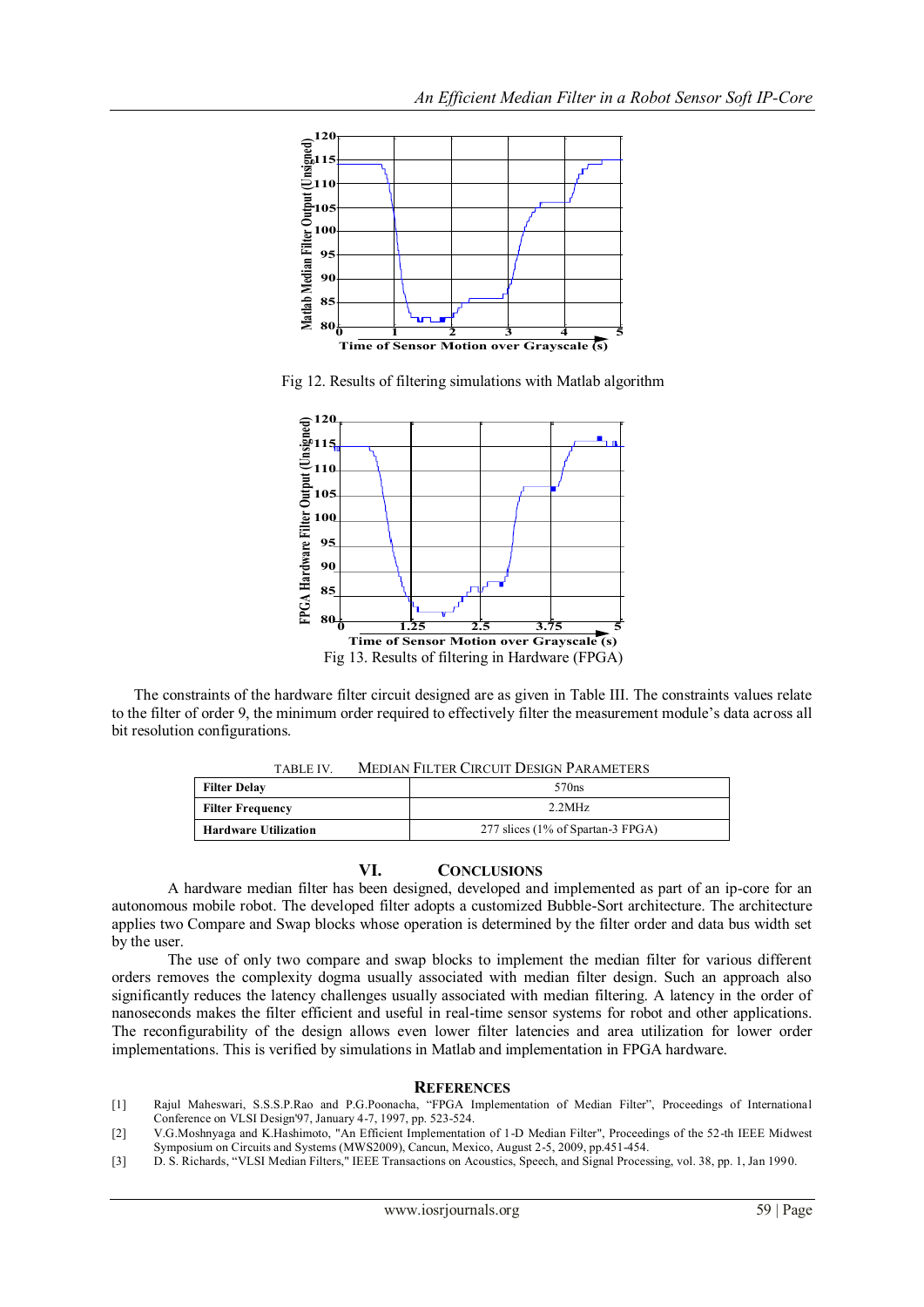Fig 12. Results of filtering simulations with Matlab algorithm

Fig 13. Results of filtering in Hardware (FPGA)

The constraints of the hardware filter circuit designed are as given in Table III. The constraints values relate to the filter of order 9, the minimum order required to effectively filter the measurement module's data across all bit resolution configurations.

TABLE IV. MEDIAN FILTER CIRCUIT DESIGN PARAMETERS

| | |
|---|---|
| **Filter Delay** | 570ns |
| **Filter Frequency** | 2.2MHz |
| **Hardware Utilization** | 277 slices (1% of Spartan-3 FPGA) |

## VI. CONCLUSIONS

A hardware median filter has been designed, developed and implemented as part of an ip-core for an autonomous mobile robot. The developed filter adopts a customized Bubble-Sort architecture. The architecture applies two Compare and Swap blocks whose operation is determined by the filter order and data bus width set by the user.

The use of only two compare and swap blocks to implement the median filter for various different orders removes the complexity dogma usually associated with median filter design. Such an approach also significantly reduces the latency challenges usually associated with median filtering. A latency in the order of nanoseconds makes the filter efficient and useful in real-time sensor systems for robot and other applications. The reconfigurability of the design allows even lower filter latencies and area utilization for lower order implementations. This is verified by simulations in Matlab and implementation in FPGA hardware.

## REFERENCES

[1] Rajul Maheswari, S.S.S.P.Rao and P.G.Poonacha, "FPGA Implementation of Median Filter", Proceedings of International Conference on VLSI Design'97, January 4-7, 1997, pp. 523-524.

[2] V.G.Moshnyaga and K.Hashimoto, "An Efficient Implementation of 1-D Median Filter", Proceedings of the 52-th IEEE Midwest Symposium on Circuits and Systems (MWS2009), Cancun, Mexico, August 2-5, 2009, pp.451-454.

[3] D. S. Richards, "VLSI Median Filters," IEEE Transactions on Acoustics, Speech, and Signal Processing, vol. 38, pp. 1, Jan 1990.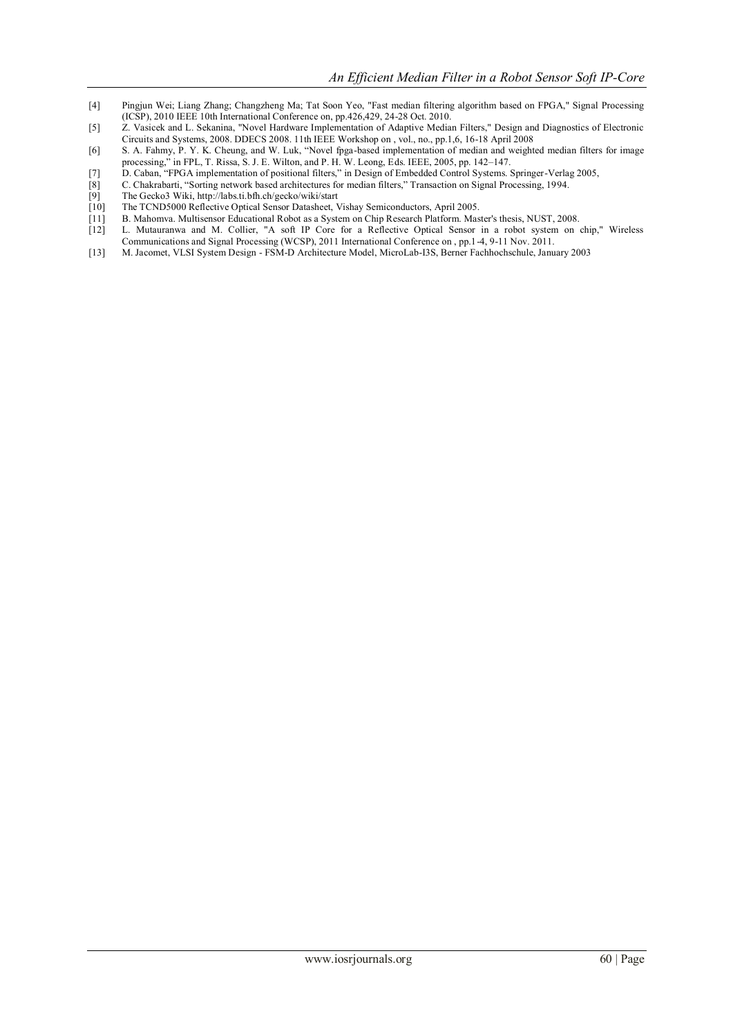[4] Pingjun Wei; Liang Zhang; Changzheng Ma; Tat Soon Yeo, "Fast median filtering algorithm based on FPGA," Signal Processing (ICSP), 2010 IEEE 10th International Conference on, pp.426,429, 24-28 Oct. 2010.

[5] Z. Vasicek and L. Sekanina, "Novel Hardware Implementation of Adaptive Median Filters," Design and Diagnostics of Electronic Circuits and Systems, 2008. DDECS 2008. 11th IEEE Workshop on , vol., no., pp.1,6, 16-18 April 2008

[6] S. A. Fahmy, P. Y. K. Cheung, and W. Luk, "Novel fpga-based implementation of median and weighted median filters for image processing," in FPL, T. Rissa, S. J. E. Wilton, and P. H. W. Leong, Eds. IEEE, 2005, pp. 142–147.

[7] D. Caban, "FPGA implementation of positional filters," in Design of Embedded Control Systems. Springer-Verlag 2005,

[8] C. Chakrabarti, "Sorting network based architectures for median filters," Transaction on Signal Processing, 1994.

[9] The Gecko3 Wiki, http://labs.ti.bfh.ch/gecko/wiki/start

[10] The TCND5000 Reflective Optical Sensor Datasheet, Vishay Semiconductors, April 2005.

[11] B. Mahomva. Multisensor Educational Robot as a System on Chip Research Platform. Master's thesis, NUST, 2008.

[12] L. Mutauranwa and M. Collier, "A soft IP Core for a Reflective Optical Sensor in a robot system on chip," Wireless Communications and Signal Processing (WCSP), 2011 International Conference on , pp.1-4, 9-11 Nov. 2011.

[13] M. Jacomet, VLSI System Design - FSM-D Architecture Model, MicroLab-I3S, Berner Fachhochschule, January 2003